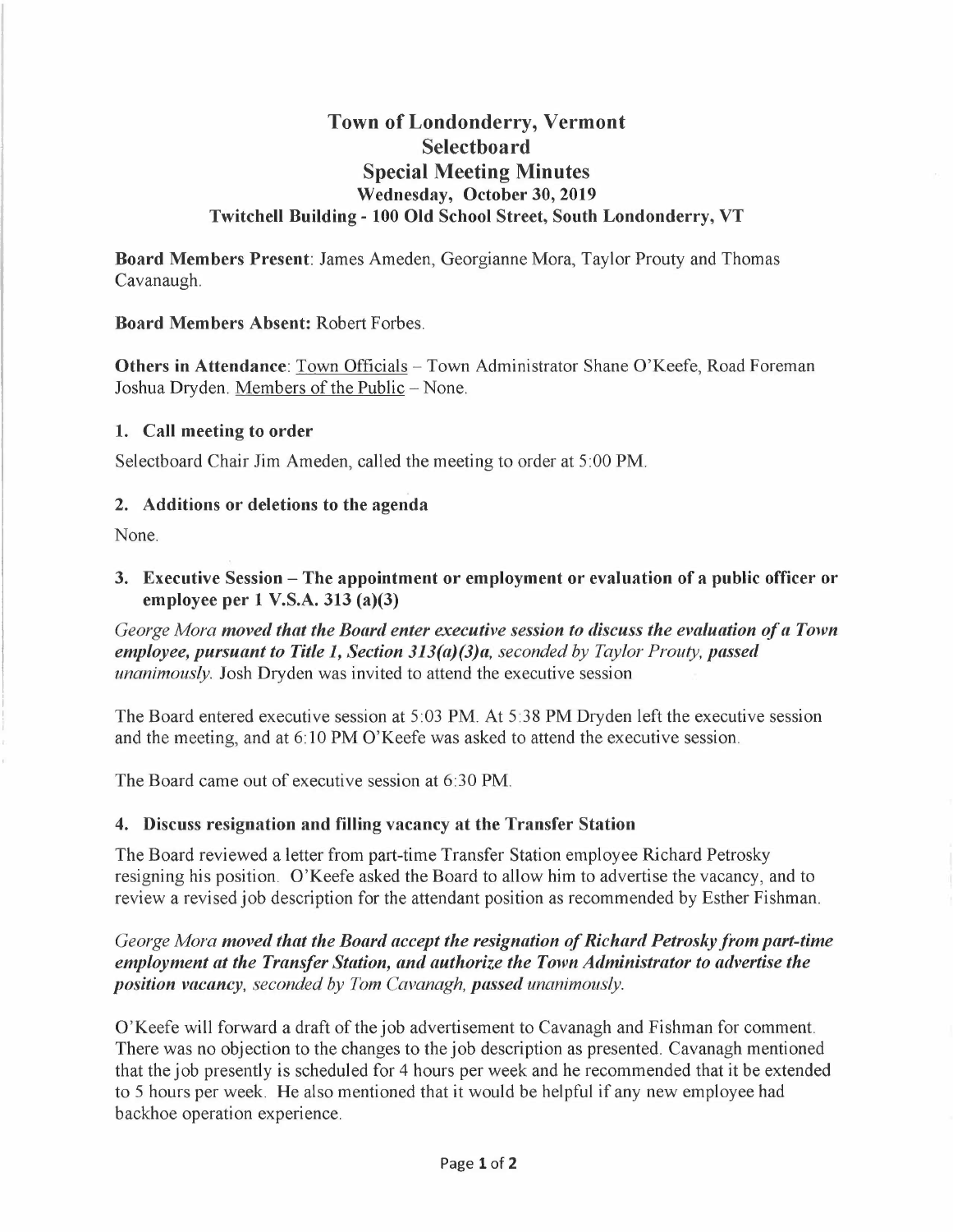# Town of Londonderry, Vermont
## Selectboard
## Special Meeting Minutes
### Wednesday, October 30, 2019
### Twitchell Building - 100 Old School Street, South Londonderry, VT

**Board Members Present**: James Ameden, Georgianne Mora, Taylor Prouty and Thomas Cavanaugh.

**Board Members Absent:** Robert Forbes.

**Others in Attendance**: Town Officials – Town Administrator Shane O'Keefe, Road Foreman Joshua Dryden. Members of the Public – None.

### 1. Call meeting to order

Selectboard Chair Jim Ameden, called the meeting to order at 5:00 PM.

### 2. Additions or deletions to the agenda

None.

### 3. Executive Session – The appointment or employment or evaluation of a public officer or employee per 1 V.S.A. 313 (a)(3)

*George Mora* ***moved that the Board enter executive session to discuss the evaluation of a Town employee, pursuant to Title 1, Section 313(a)(3)a,*** *seconded by Taylor Prouty,* ***passed*** *unanimously.* Josh Dryden was invited to attend the executive session

The Board entered executive session at 5:03 PM. At 5:38 PM Dryden left the executive session and the meeting, and at 6:10 PM O'Keefe was asked to attend the executive session.

The Board came out of executive session at 6:30 PM.

### 4. Discuss resignation and filling vacancy at the Transfer Station

The Board reviewed a letter from part-time Transfer Station employee Richard Petrosky resigning his position. O'Keefe asked the Board to allow him to advertise the vacancy, and to review a revised job description for the attendant position as recommended by Esther Fishman.

*George Mora* ***moved that the Board accept the resignation of Richard Petrosky from part-time employment at the Transfer Station, and authorize the Town Administrator to advertise the position vacancy,*** *seconded by Tom Cavanagh,* ***passed*** *unanimously.*

O'Keefe will forward a draft of the job advertisement to Cavanagh and Fishman for comment. There was no objection to the changes to the job description as presented. Cavanagh mentioned that the job presently is scheduled for 4 hours per week and he recommended that it be extended to 5 hours per week. He also mentioned that it would be helpful if any new employee had backhoe operation experience.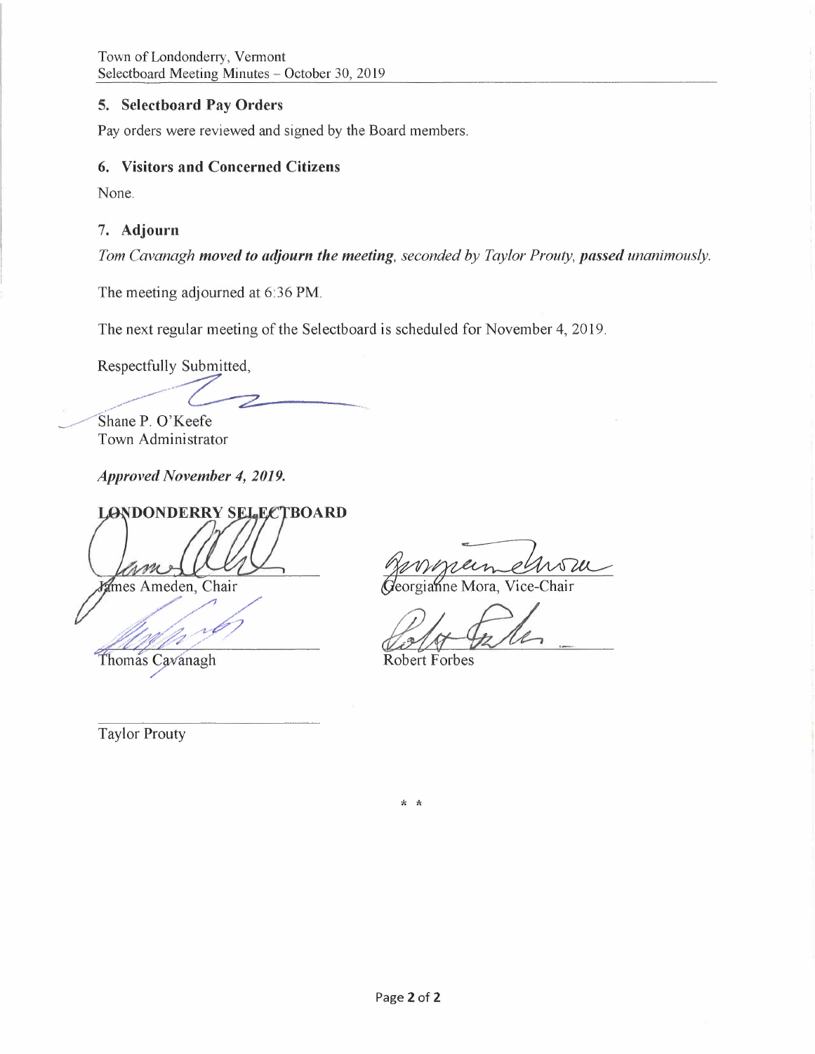### 5. Selectboard Pay Orders

Pay orders were reviewed and signed by the Board members.

### 6. Visitors and Concerned Citizens

None.

### 7. Adjourn

*Tom Cavanagh* ***moved to adjourn the meeting****, seconded by Taylor Prouty,* ***passed*** *unanimously.*

The meeting adjourned at 6:36 PM.

The next regular meeting of the Selectboard is scheduled for November 4, 2019.

Respectfully Submitted,

Shane P. O'Keefe
Town Administrator

***Approved November 4, 2019.***

**LONDONDERRY SELECTBOARD**

James Ameden, Chair

Georgianne Mora, Vice-Chair

Thomas Cavanagh

Robert Forbes

Taylor Prouty

\* \*